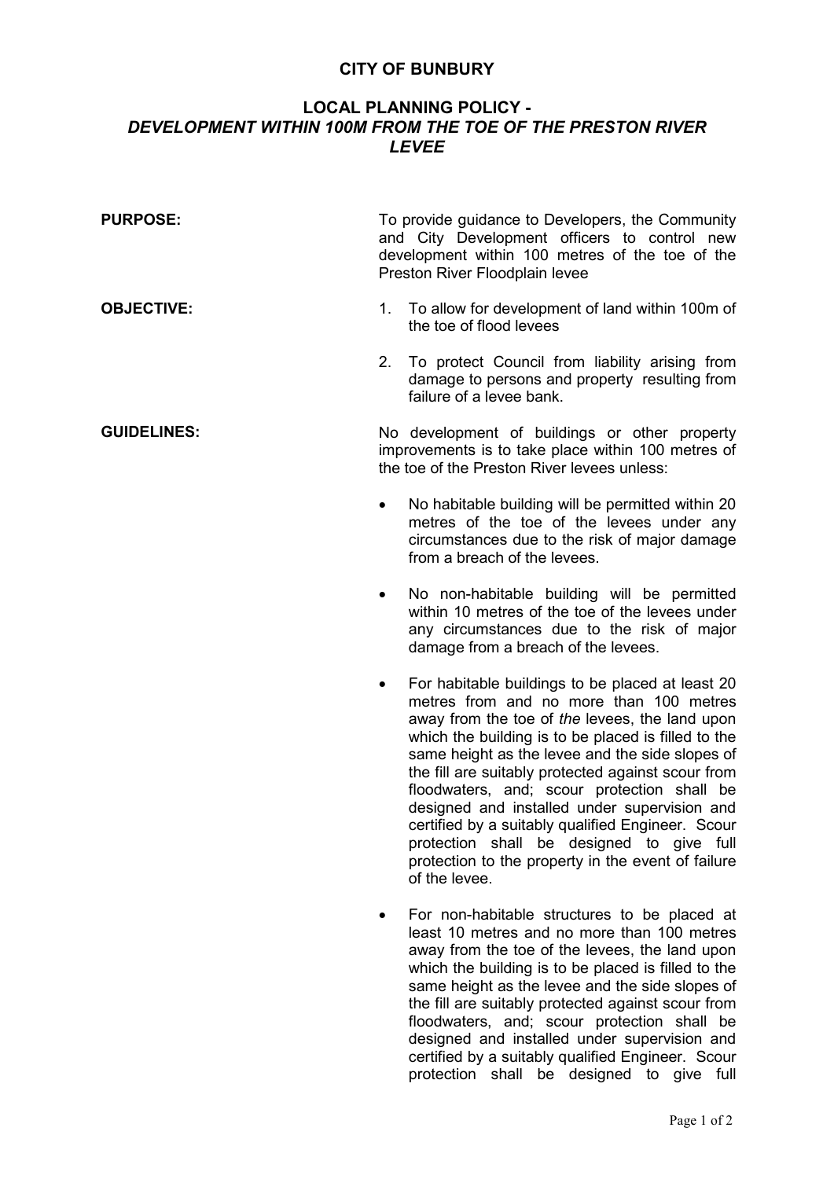# CITY OF BUNBURY

## LOCAL PLANNING POLICY - *DEVELOPMENT WITHIN 100M FROM THE TOE OF THE PRESTON RIVER LEVEE*

**PURPOSE:**

To provide guidance to Developers, the Community and City Development officers to control new development within 100 metres of the toe of the Preston River Floodplain levee

**OBJECTIVE:**

1. To allow for development of land within 100m of the toe of flood levees
2. To protect Council from liability arising from damage to persons and property resulting from failure of a levee bank.

**GUIDELINES:**

No development of buildings or other property improvements is to take place within 100 metres of the toe of the Preston River levees unless:

- No habitable building will be permitted within 20 metres of the toe of the levees under any circumstances due to the risk of major damage from a breach of the levees.
- No non-habitable building will be permitted within 10 metres of the toe of the levees under any circumstances due to the risk of major damage from a breach of the levees.
- For habitable buildings to be placed at least 20 metres from and no more than 100 metres away from the toe of *the* levees, the land upon which the building is to be placed is filled to the same height as the levee and the side slopes of the fill are suitably protected against scour from floodwaters, and; scour protection shall be designed and installed under supervision and certified by a suitably qualified Engineer. Scour protection shall be designed to give full protection to the property in the event of failure of the levee.
- For non-habitable structures to be placed at least 10 metres and no more than 100 metres away from the toe of the levees, the land upon which the building is to be placed is filled to the same height as the levee and the side slopes of the fill are suitably protected against scour from floodwaters, and; scour protection shall be designed and installed under supervision and certified by a suitably qualified Engineer. Scour protection shall be designed to give full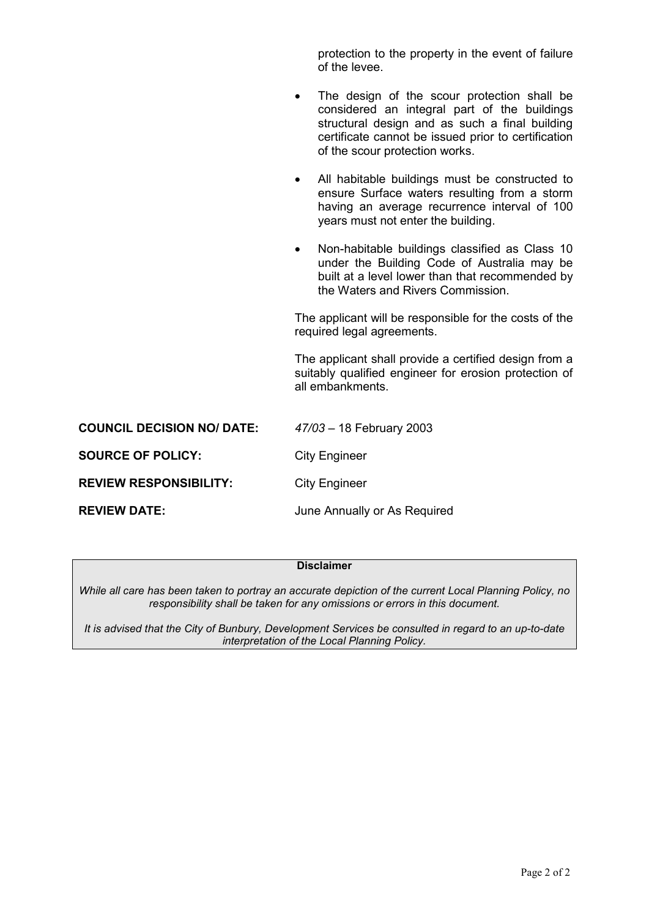protection to the property in the event of failure of the levee.

- The design of the scour protection shall be considered an integral part of the buildings structural design and as such a final building certificate cannot be issued prior to certification of the scour protection works.
- All habitable buildings must be constructed to ensure Surface waters resulting from a storm having an average recurrence interval of 100 years must not enter the building.
- Non-habitable buildings classified as Class 10 under the Building Code of Australia may be built at a level lower than that recommended by the Waters and Rivers Commission.

The applicant will be responsible for the costs of the required legal agreements.

The applicant shall provide a certified design from a suitably qualified engineer for erosion protection of all embankments.

**COUNCIL DECISION NO/ DATE:** *47/03* – 18 February 2003

**SOURCE OF POLICY:** City Engineer

**REVIEW RESPONSIBILITY:** City Engineer

**REVIEW DATE:** June Annually or As Required

**Disclaimer**

*While all care has been taken to portray an accurate depiction of the current Local Planning Policy, no responsibility shall be taken for any omissions or errors in this document.*

*It is advised that the City of Bunbury, Development Services be consulted in regard to an up-to-date interpretation of the Local Planning Policy.*